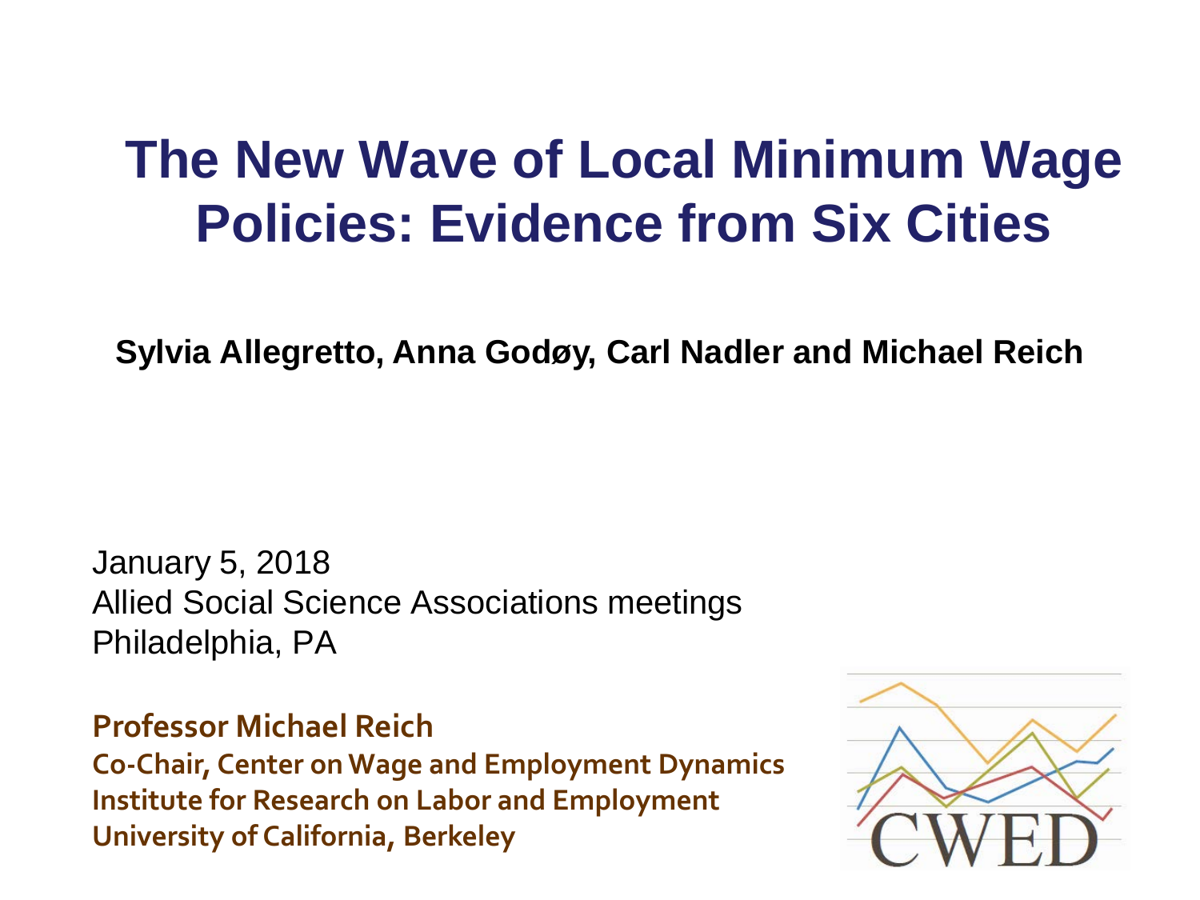# The New Wave of Local Minimum Wage Policies: Evidence from Six Cities

**Sylvia Allegretto, Anna Godøy, Carl Nadler and Michael Reich**

January 5, 2018
Allied Social Science Associations meetings
Philadelphia, PA

**Professor Michael Reich**
**Co-Chair, Center on Wage and Employment Dynamics**
**Institute for Research on Labor and Employment**
**University of California, Berkeley**

CWED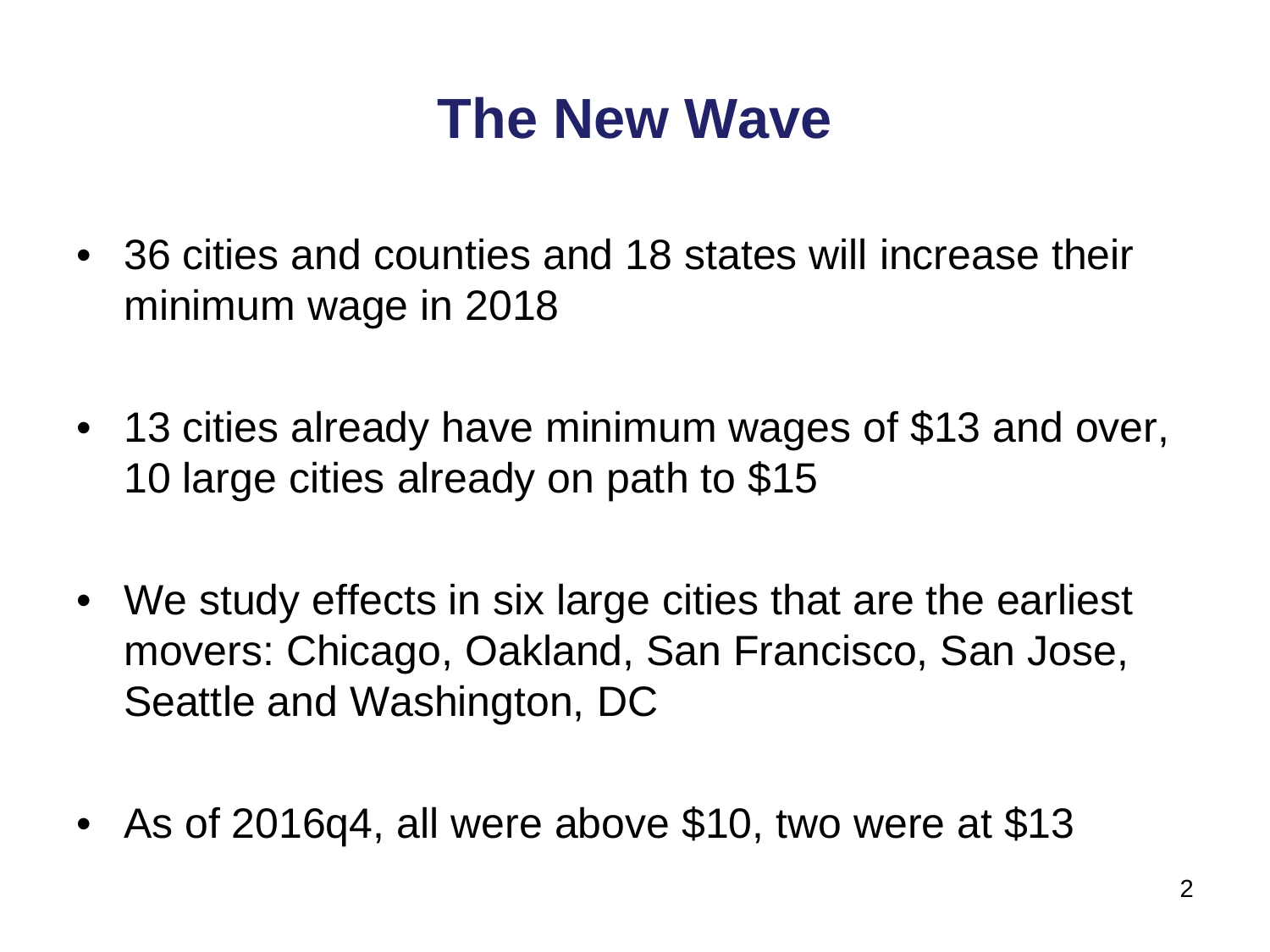# The New Wave

- 36 cities and counties and 18 states will increase their minimum wage in 2018
- 13 cities already have minimum wages of $13 and over, 10 large cities already on path to $15
- We study effects in six large cities that are the earliest movers: Chicago, Oakland, San Francisco, San Jose, Seattle and Washington, DC
- As of 2016q4, all were above $10, two were at $13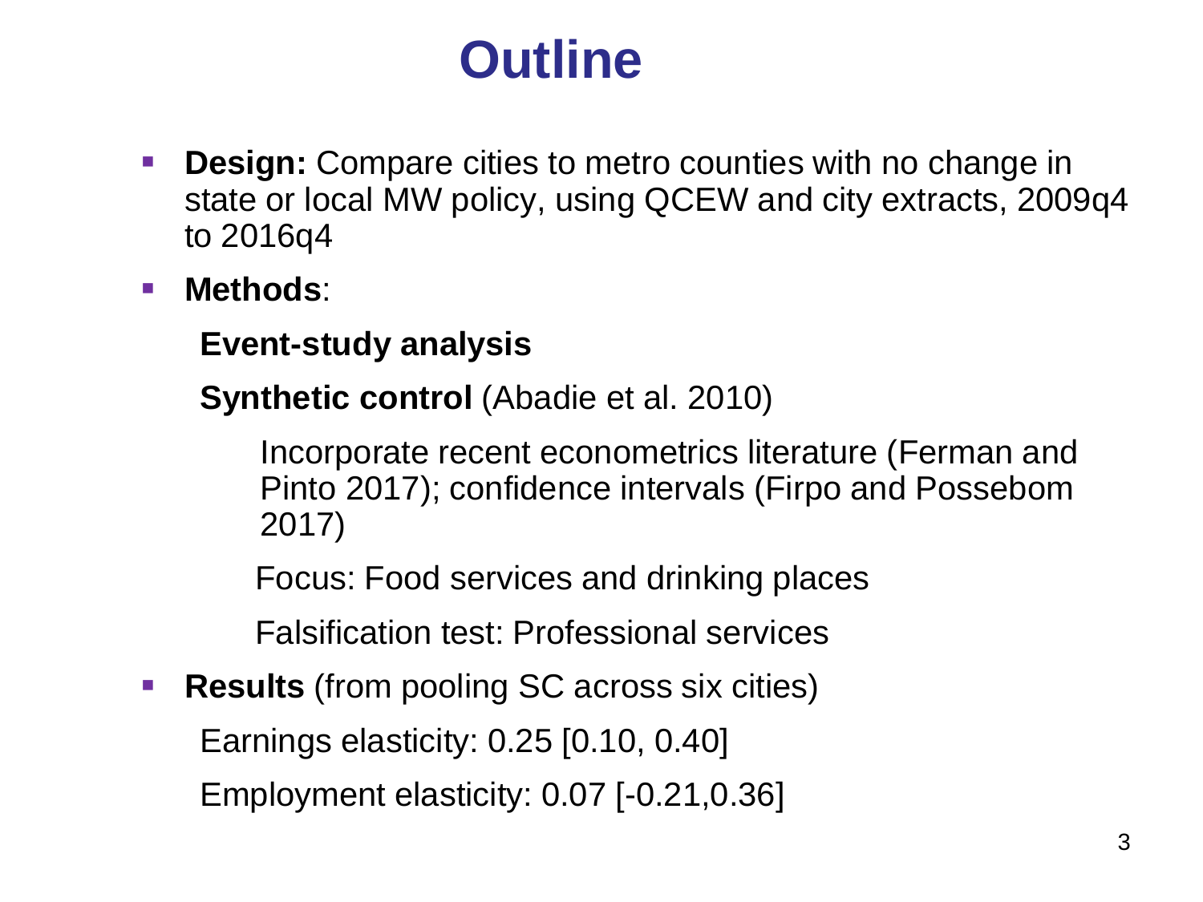# Outline

- **Design:** Compare cities to metro counties with no change in state or local MW policy, using QCEW and city extracts, 2009q4 to 2016q4
- **Methods**:
  - **Event-study analysis**
  - **Synthetic control** (Abadie et al. 2010)
    - Incorporate recent econometrics literature (Ferman and Pinto 2017); confidence intervals (Firpo and Possebom 2017)
    - Focus: Food services and drinking places
    - Falsification test: Professional services
- **Results** (from pooling SC across six cities)
  - Earnings elasticity: 0.25 [0.10, 0.40]
  - Employment elasticity: 0.07 [-0.21,0.36]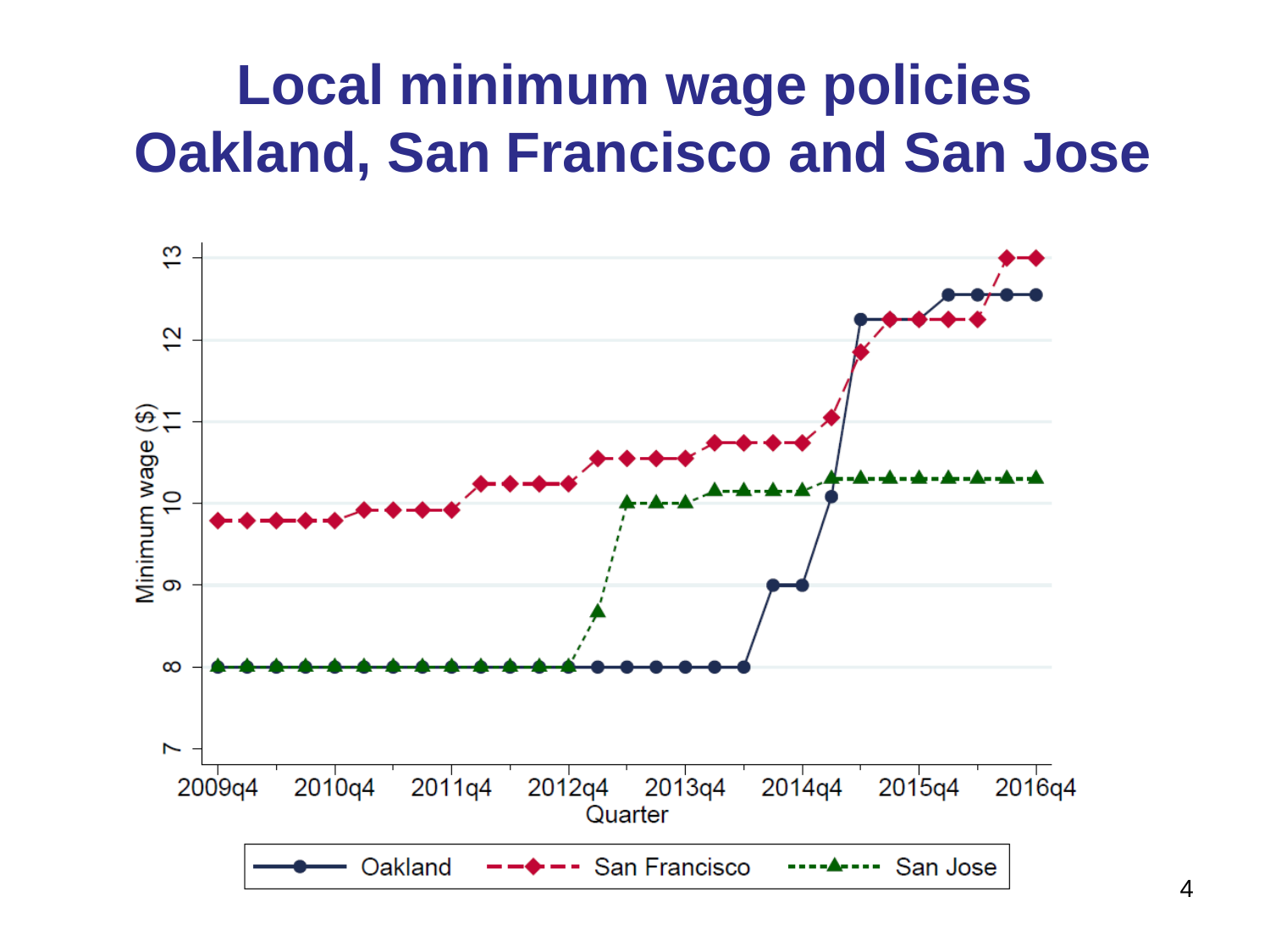# Local minimum wage policies
# Oakland, San Francisco and San Jose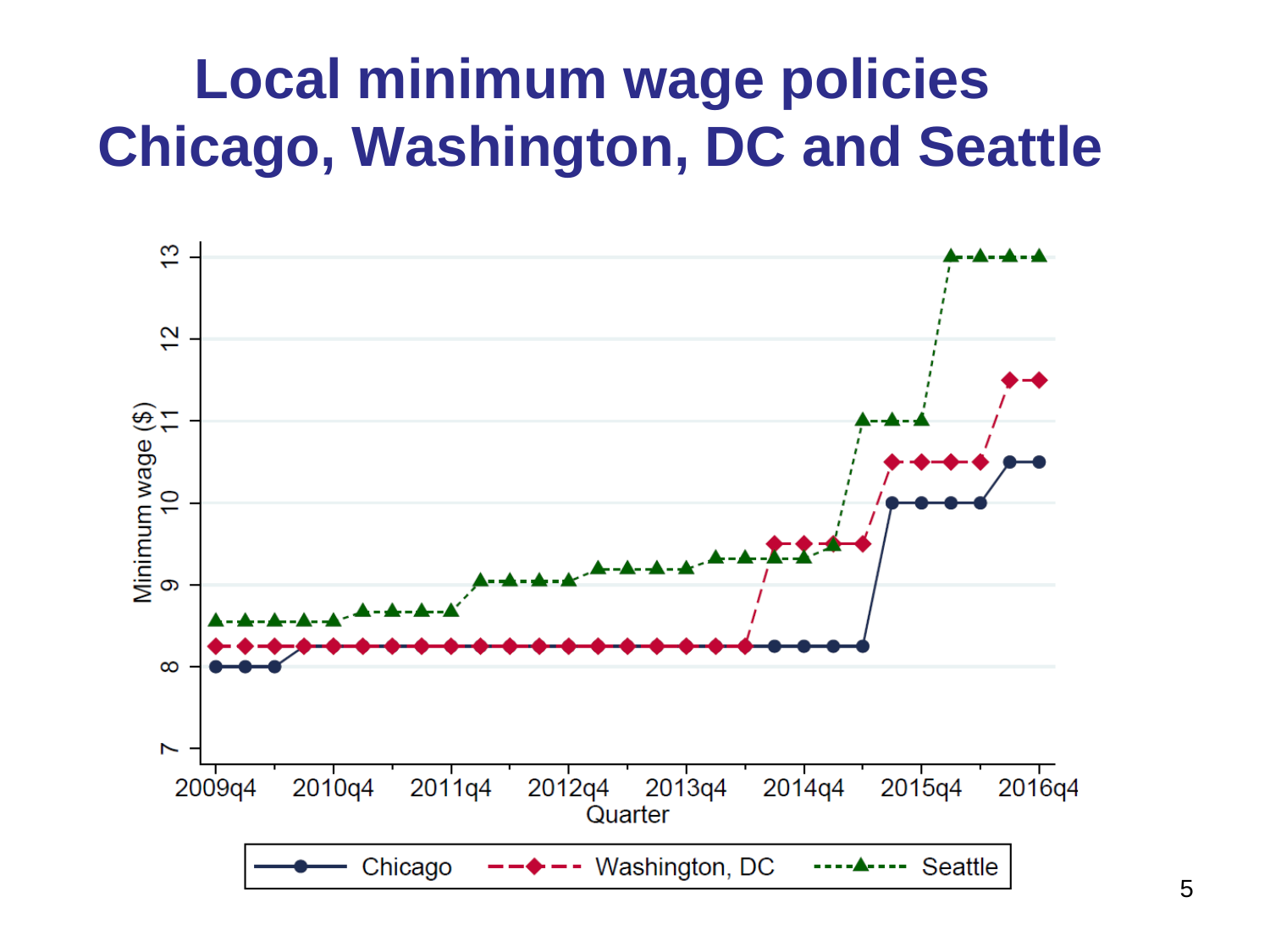# Local minimum wage policies Chicago, Washington, DC and Seattle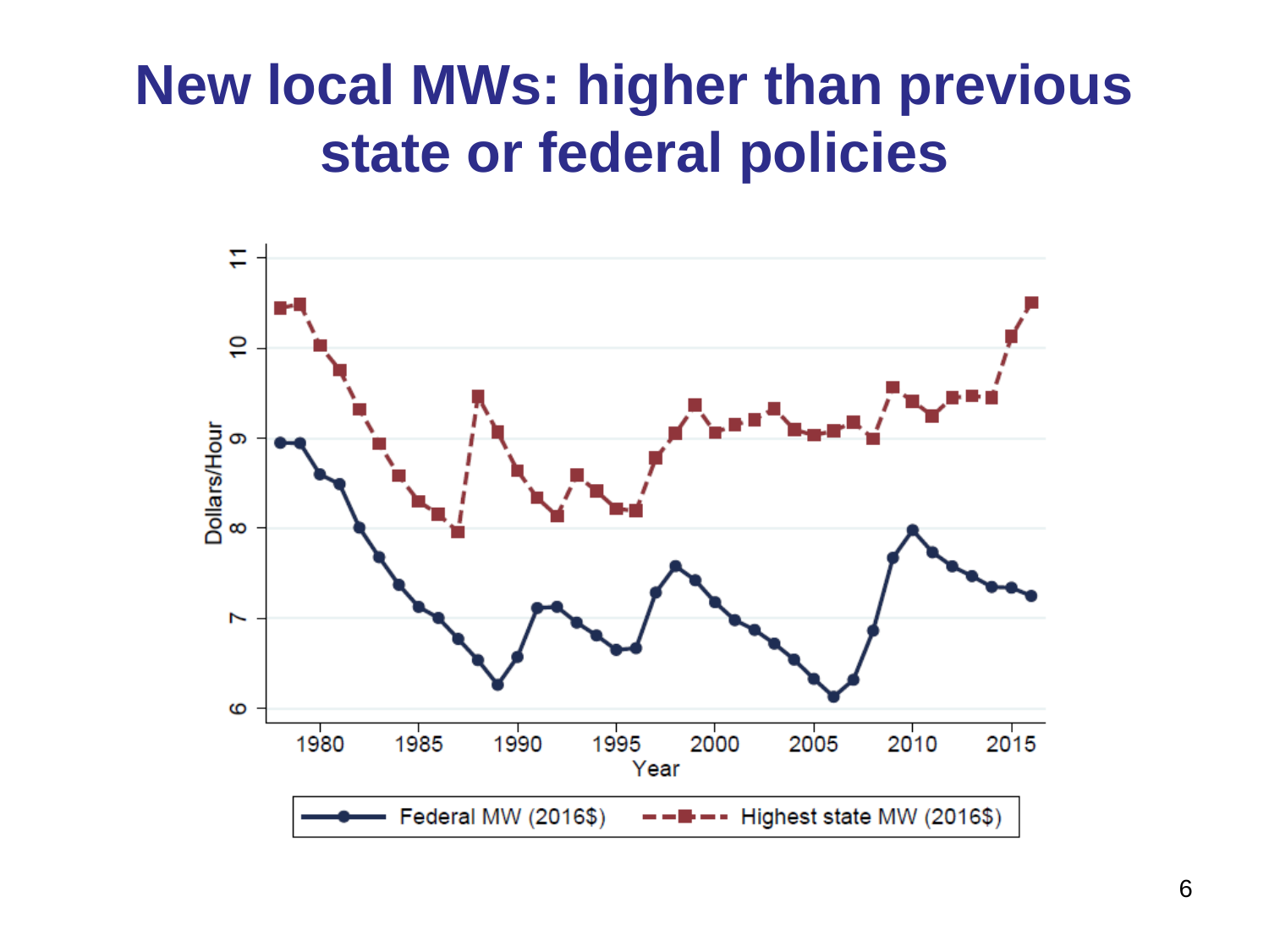# New local MWs: higher than previous state or federal policies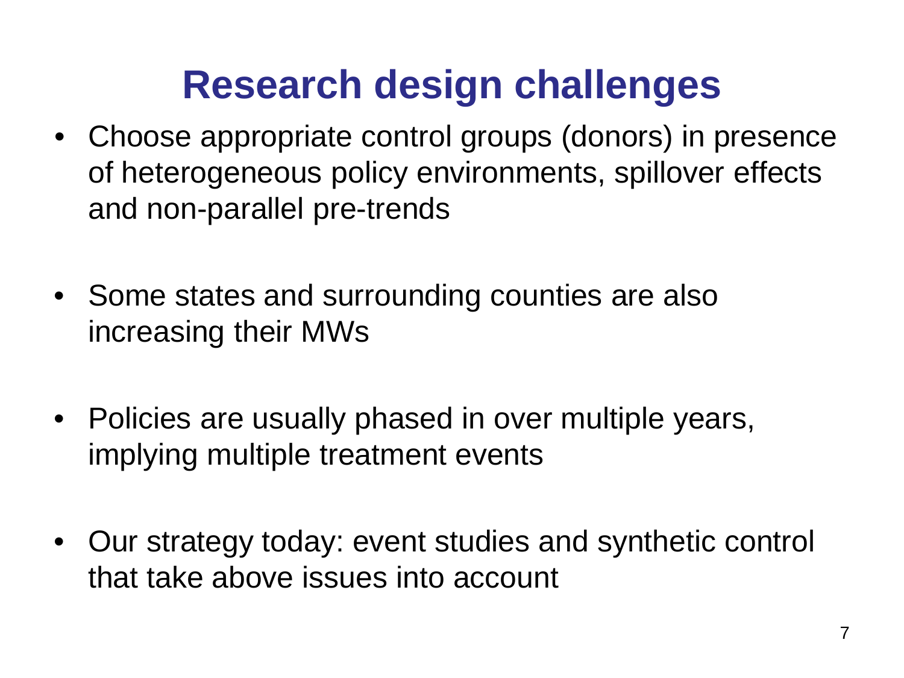# Research design challenges

- Choose appropriate control groups (donors) in presence of heterogeneous policy environments, spillover effects and non-parallel pre-trends
- Some states and surrounding counties are also increasing their MWs
- Policies are usually phased in over multiple years, implying multiple treatment events
- Our strategy today: event studies and synthetic control that take above issues into account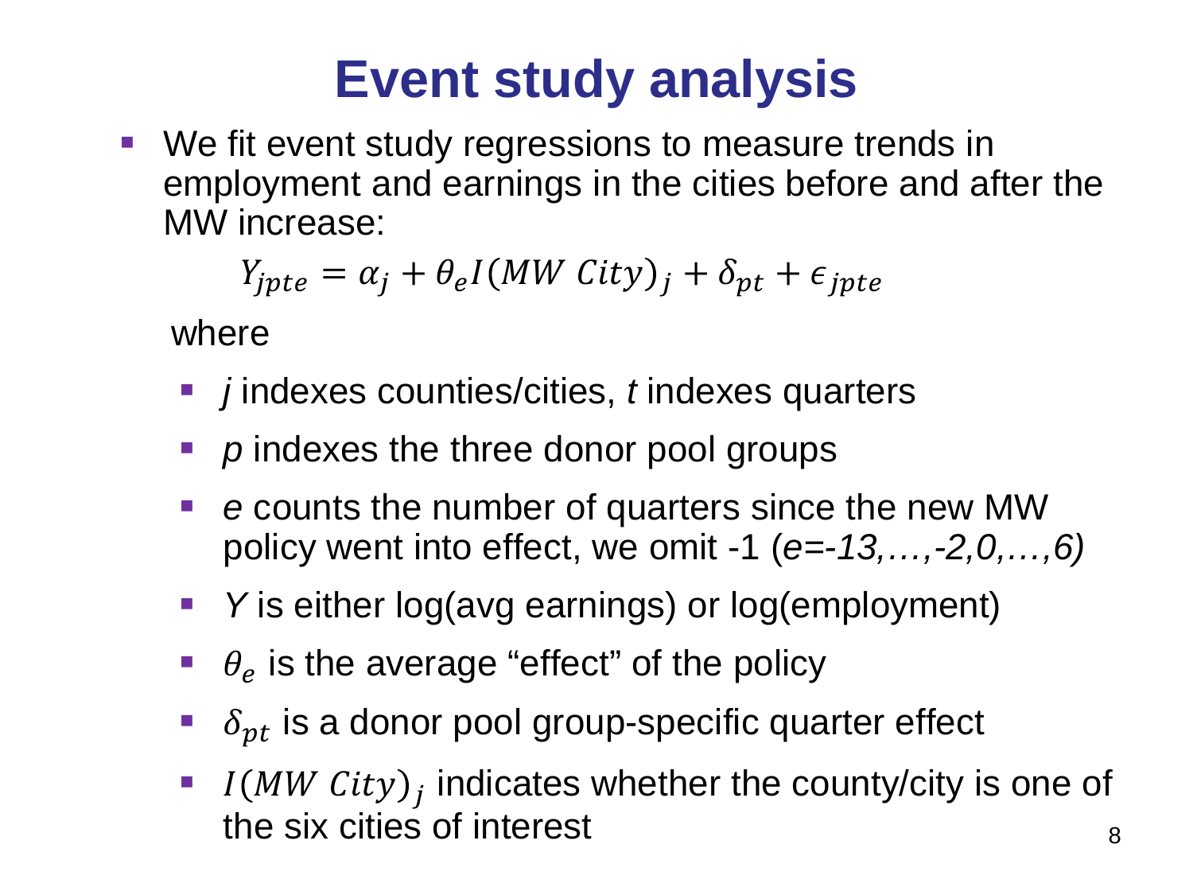# Event study analysis

- We fit event study regressions to measure trends in employment and earnings in the cities before and after the MW increase:

$$Y_{jpte} = \alpha_j + \theta_e I(MW\ City)_j + \delta_{pt} + \epsilon_{jpte}$$

where

- $j$ indexes counties/cities, $t$ indexes quarters
- $p$ indexes the three donor pool groups
- $e$ counts the number of quarters since the new MW policy went into effect, we omit -1 ($e$=-13,…,-2,0,…,6)
- $Y$ is either log(avg earnings) or log(employment)
- $\theta_e$ is the average "effect" of the policy
- $\delta_{pt}$ is a donor pool group-specific quarter effect
- $I(MW\ City)_j$ indicates whether the county/city is one of the six cities of interest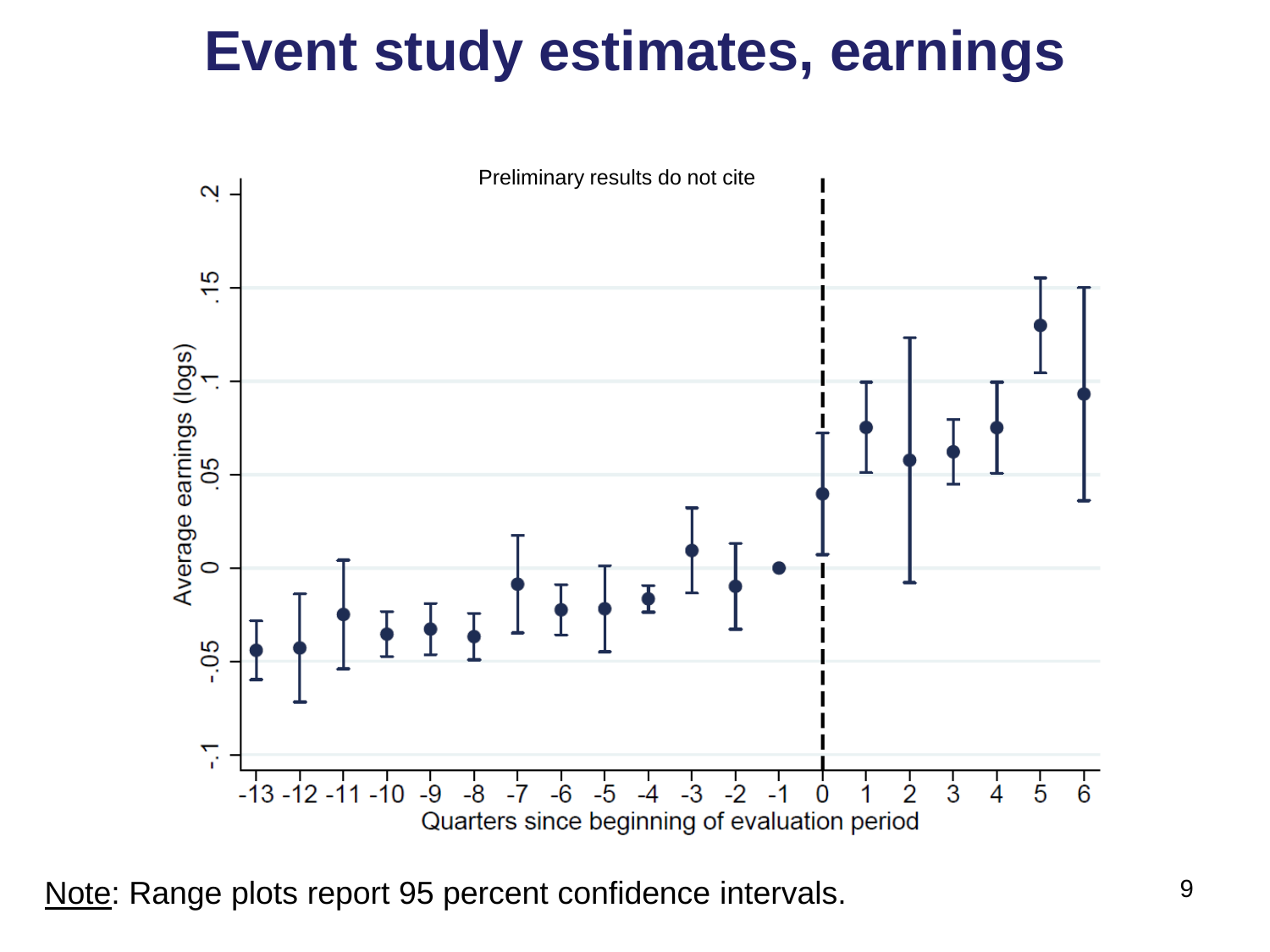# Event study estimates, earnings

Note: Range plots report 95 percent confidence intervals.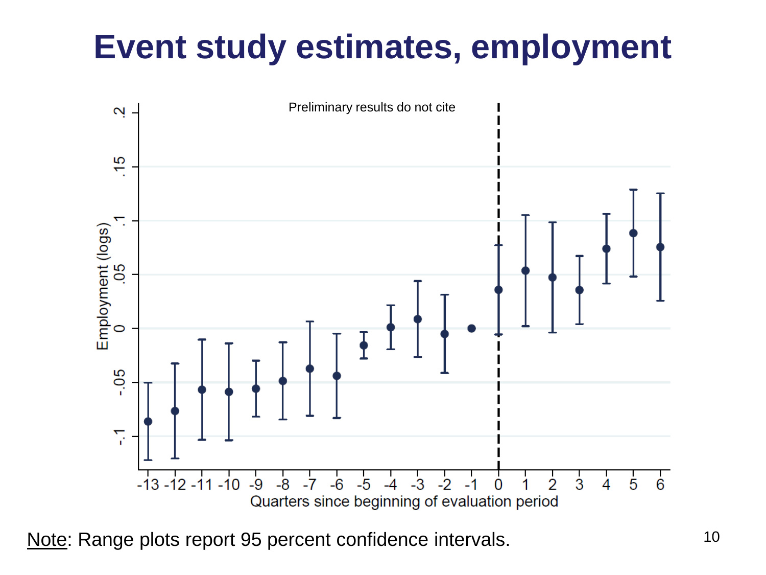# Event study estimates, employment

Preliminary results do not cite

Note: Range plots report 95 percent confidence intervals.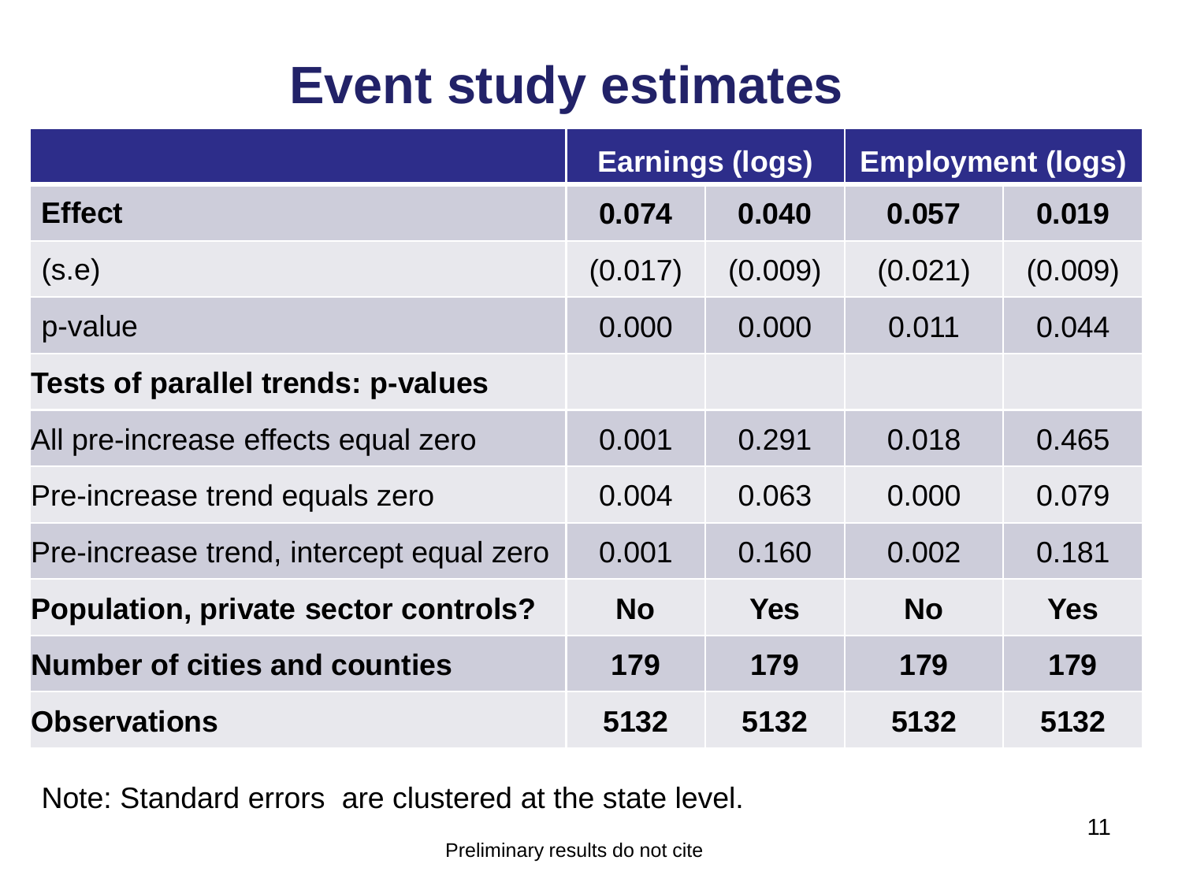# Event study estimates

| | Earnings (logs) | | Employment (logs) | |
|---|---|---|---|---|
| **Effect** | **0.074** | **0.040** | **0.057** | **0.019** |
| (s.e) | (0.017) | (0.009) | (0.021) | (0.009) |
| p-value | 0.000 | 0.000 | 0.011 | 0.044 |
| **Tests of parallel trends: p-values** | | | | |
| All pre-increase effects equal zero | 0.001 | 0.291 | 0.018 | 0.465 |
| Pre-increase trend equals zero | 0.004 | 0.063 | 0.000 | 0.079 |
| Pre-increase trend, intercept equal zero | 0.001 | 0.160 | 0.002 | 0.181 |
| **Population, private sector controls?** | **No** | **Yes** | **No** | **Yes** |
| **Number of cities and counties** | **179** | **179** | **179** | **179** |
| **Observations** | **5132** | **5132** | **5132** | **5132** |

Note: Standard errors are clustered at the state level.

Preliminary results do not cite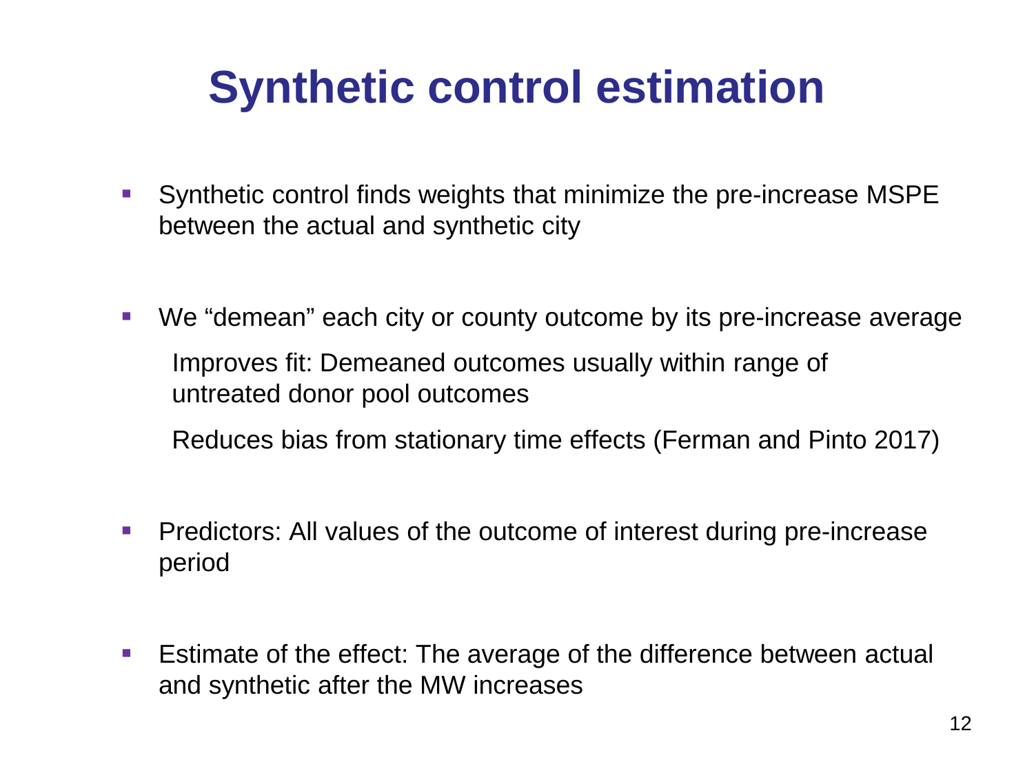# Synthetic control estimation

- Synthetic control finds weights that minimize the pre-increase MSPE between the actual and synthetic city

- We “demean” each city or county outcome by its pre-increase average

  Improves fit: Demeaned outcomes usually within range of untreated donor pool outcomes

  Reduces bias from stationary time effects (Ferman and Pinto 2017)

- Predictors: All values of the outcome of interest during pre-increase period

- Estimate of the effect: The average of the difference between actual and synthetic after the MW increases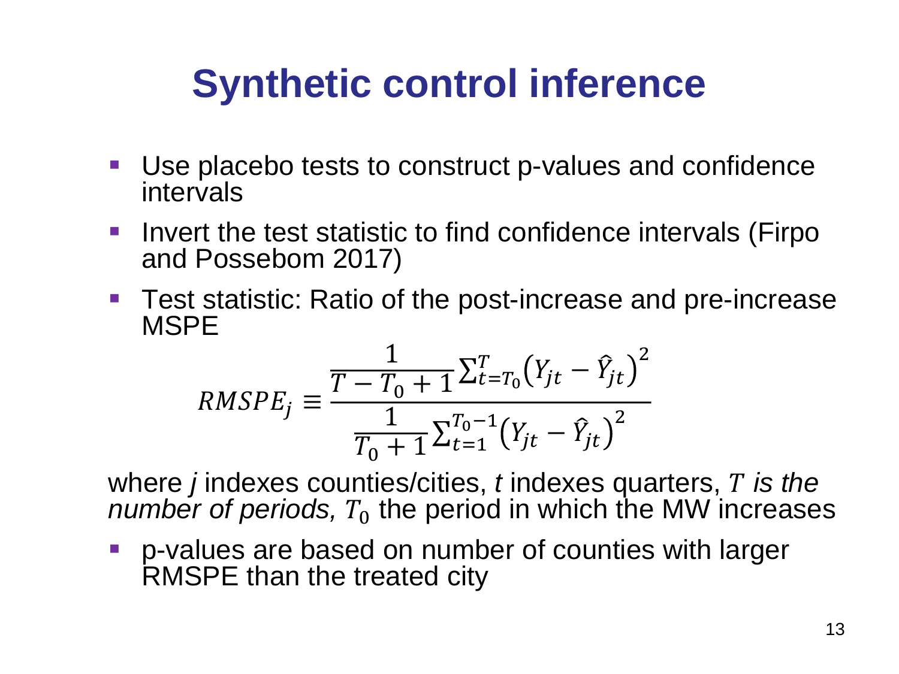# Synthetic control inference

- Use placebo tests to construct p-values and confidence intervals
- Invert the test statistic to find confidence intervals (Firpo and Possebom 2017)
- Test statistic: Ratio of the post-increase and pre-increase MSPE

$$RMSPE_j \equiv \frac{\frac{1}{T - T_0 + 1}\sum_{t=T_0}^{T}\left(Y_{jt} - \hat{Y}_{jt}\right)^2}{\frac{1}{T_0 + 1}\sum_{t=1}^{T_0 - 1}\left(Y_{jt} - \hat{Y}_{jt}\right)^2}$$

where *j* indexes counties/cities, *t* indexes quarters, $T$ *is the number of periods,* $T_0$ the period in which the MW increases

- p-values are based on number of counties with larger RMSPE than the treated city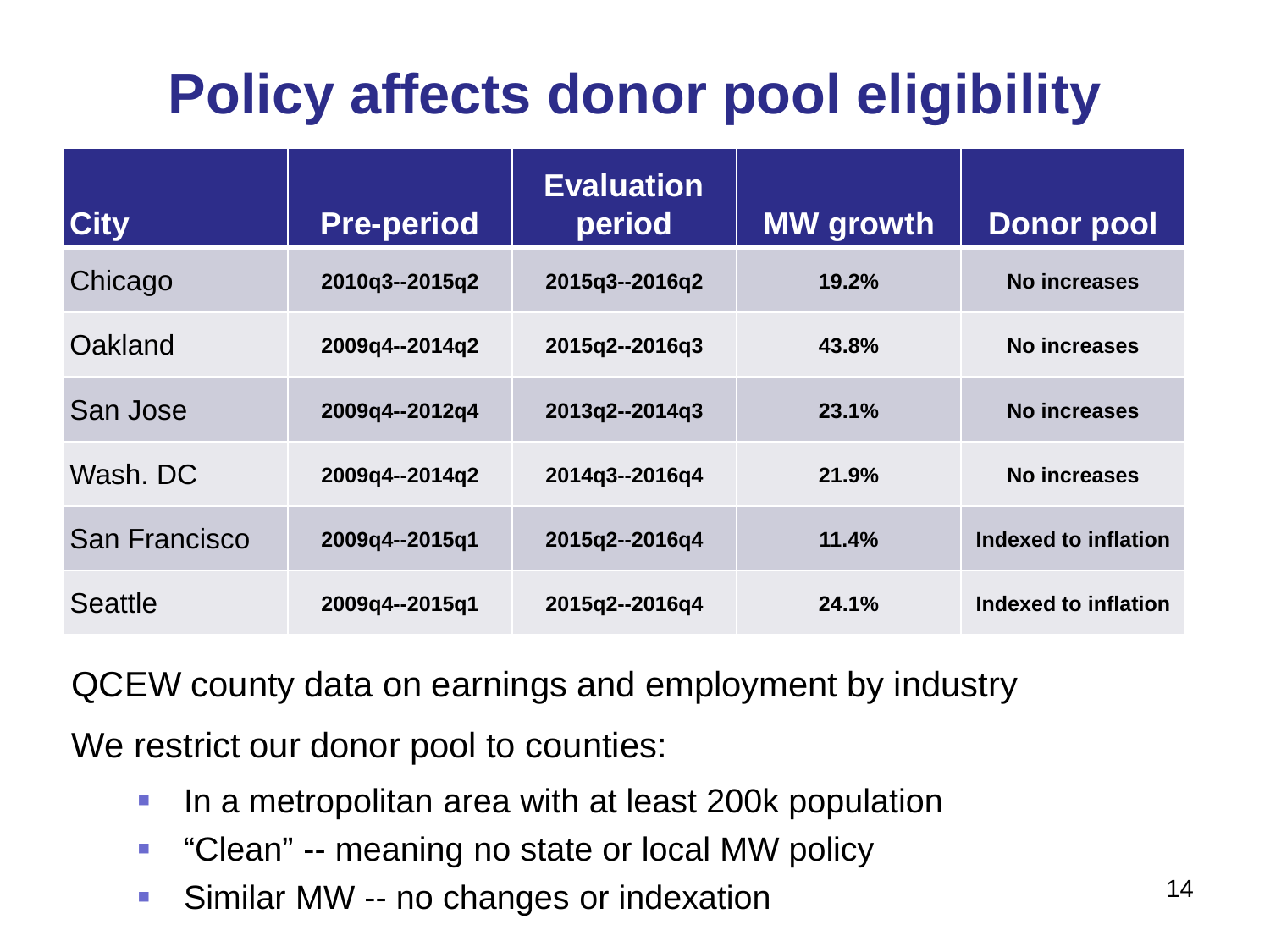# Policy affects donor pool eligibility

| City | Pre-period | Evaluation period | MW growth | Donor pool |
|---|---|---|---|---|
| Chicago | 2010q3--2015q2 | 2015q3--2016q2 | 19.2% | No increases |
| Oakland | 2009q4--2014q2 | 2015q2--2016q3 | 43.8% | No increases |
| San Jose | 2009q4--2012q4 | 2013q2--2014q3 | 23.1% | No increases |
| Wash. DC | 2009q4--2014q2 | 2014q3--2016q4 | 21.9% | No increases |
| San Francisco | 2009q4--2015q1 | 2015q2--2016q4 | 11.4% | Indexed to inflation |
| Seattle | 2009q4--2015q1 | 2015q2--2016q4 | 24.1% | Indexed to inflation |

QCEW county data on earnings and employment by industry

We restrict our donor pool to counties:

- In a metropolitan area with at least 200k population
- "Clean" -- meaning no state or local MW policy
- Similar MW -- no changes or indexation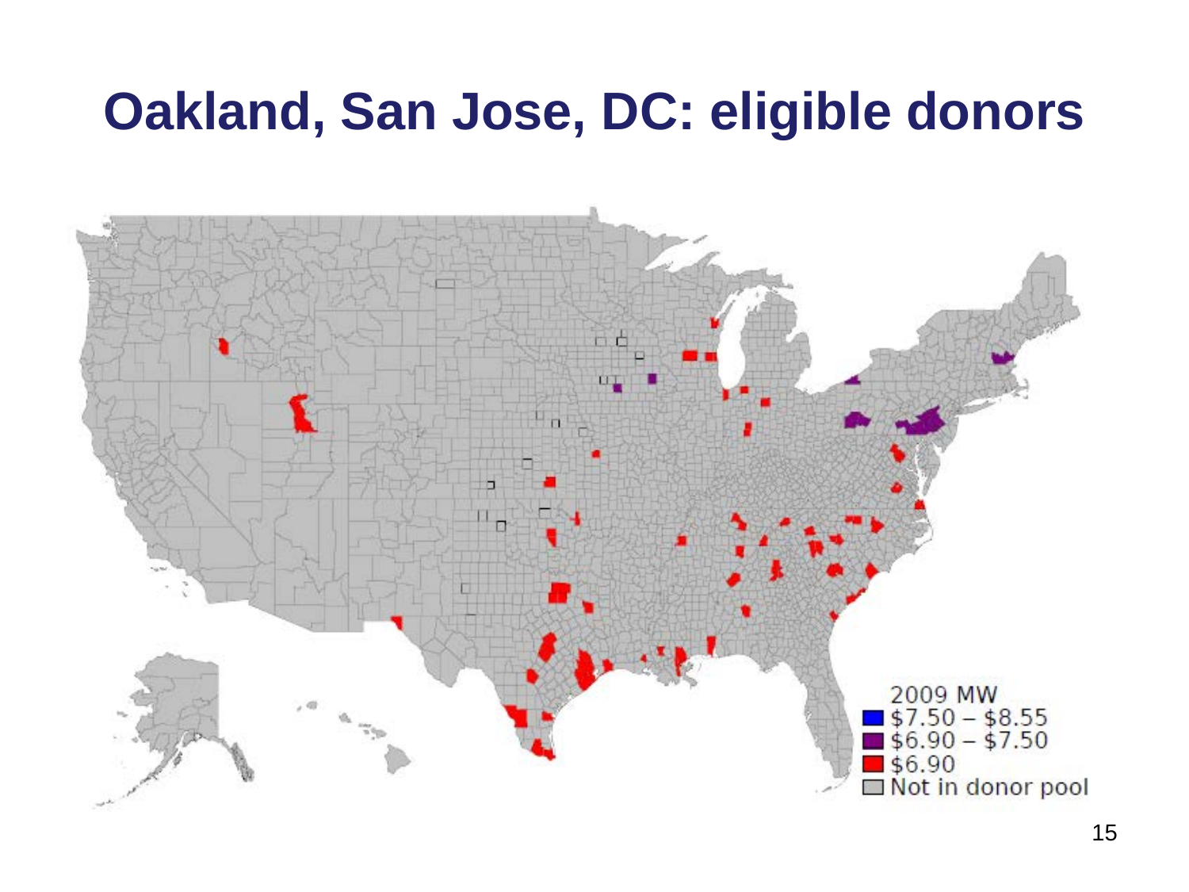# Oakland, San Jose, DC: eligible donors

2009 MW
- $7.50 – $8.55
- $6.90 – $7.50
- $6.90
- Not in donor pool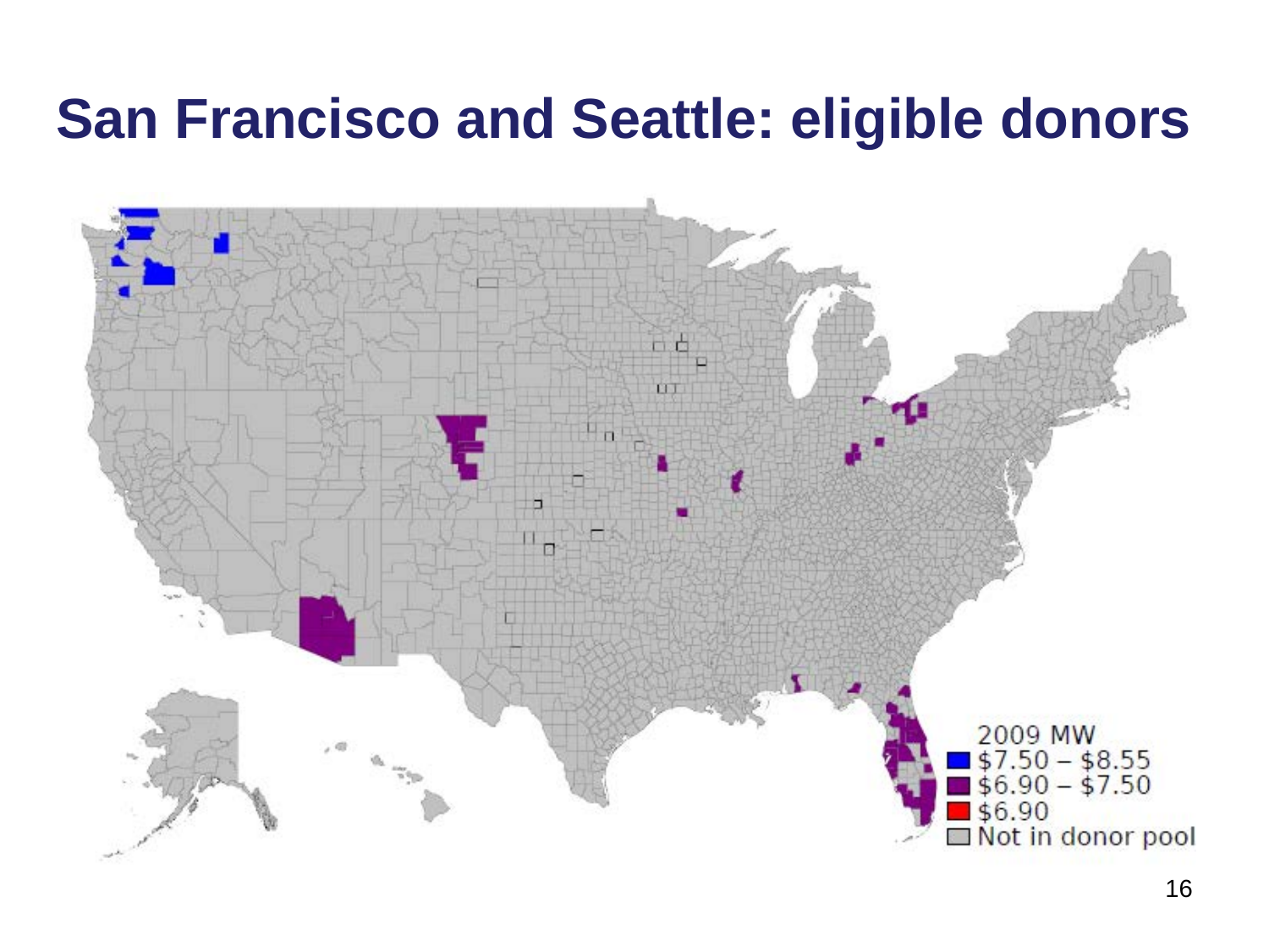# San Francisco and Seattle: eligible donors

2009 MW
- $7.50 – $8.55
- $6.90 – $7.50
- $6.90
- Not in donor pool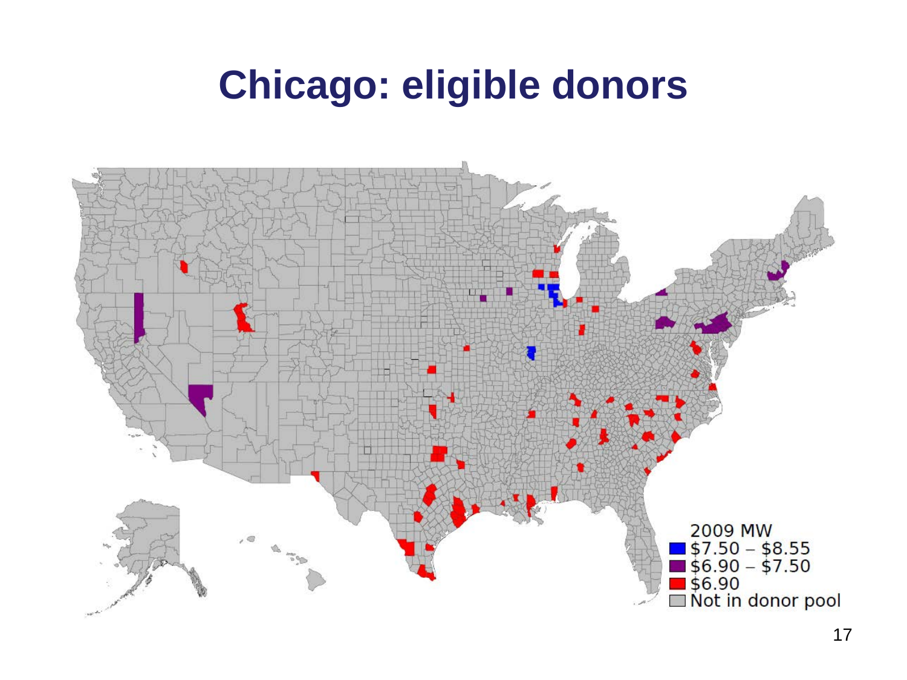# Chicago: eligible donors

2009 MW

- $7.50 – $8.55
- $6.90 – $7.50
- $6.90
- Not in donor pool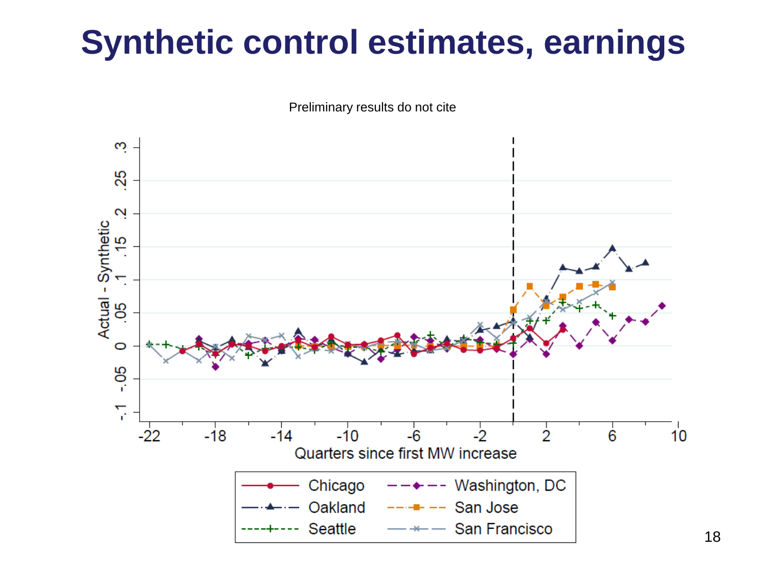# Synthetic control estimates, earnings

Preliminary results do not cite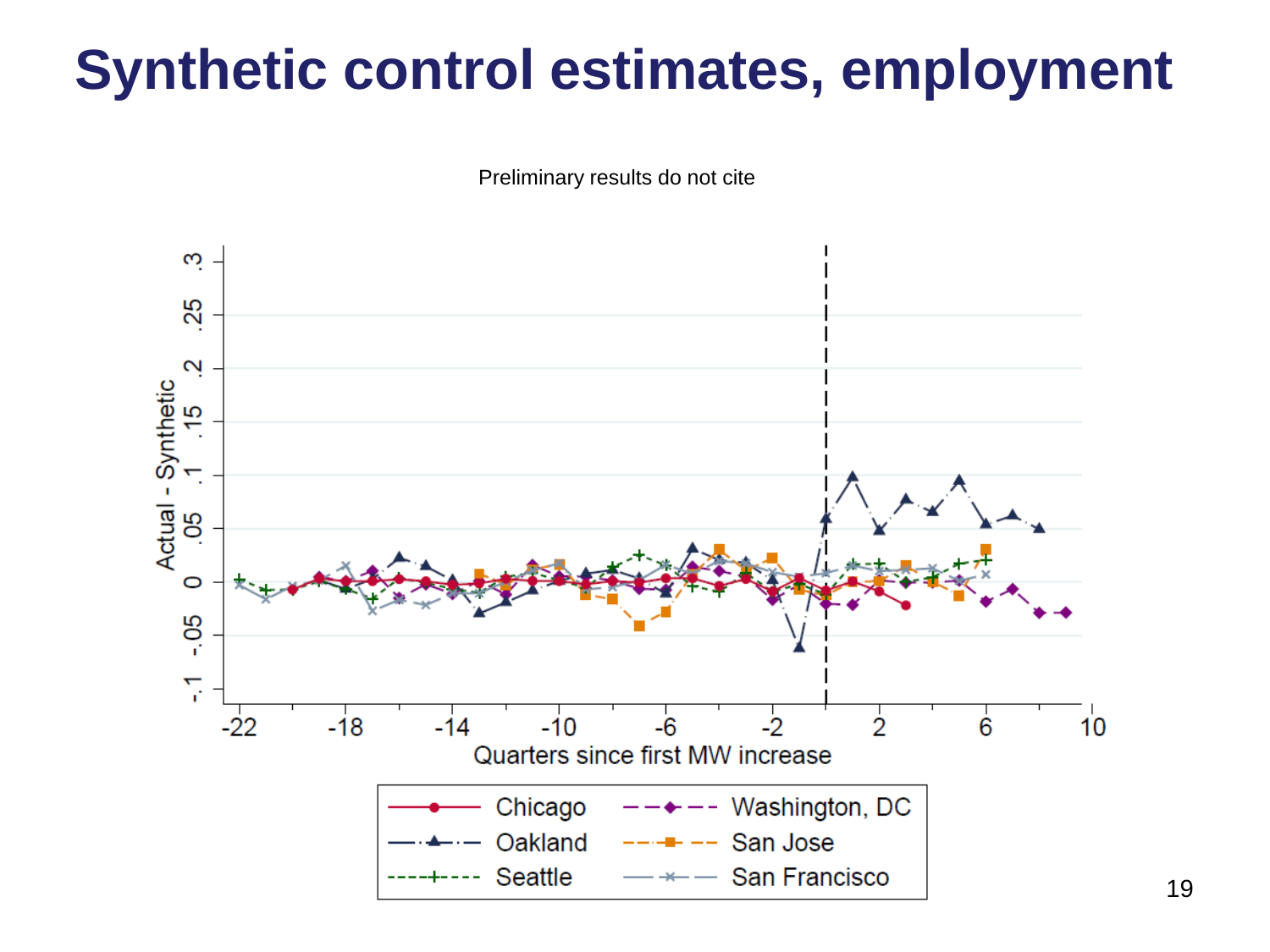# Synthetic control estimates, employment

Preliminary results do not cite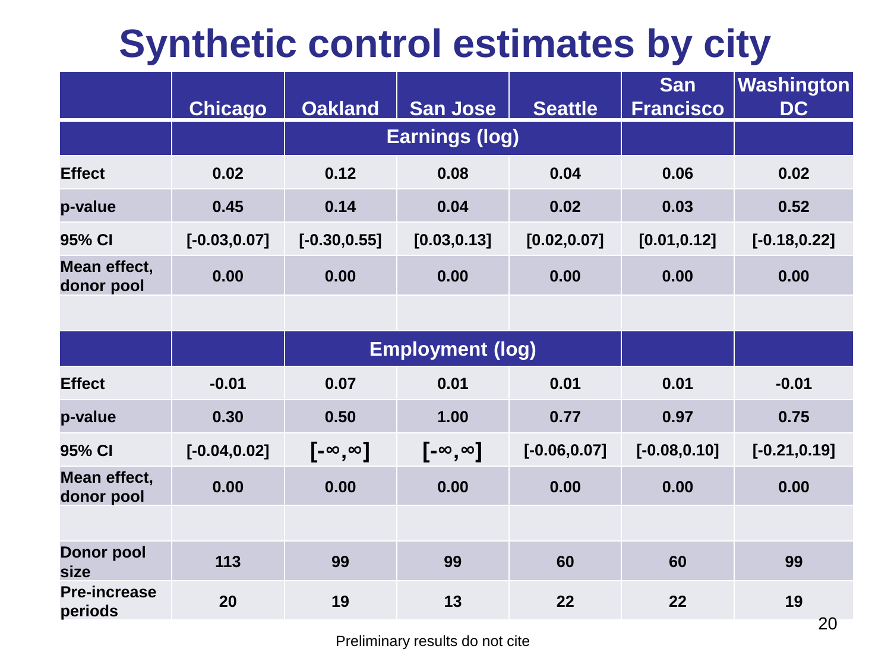# Synthetic control estimates by city

| | Chicago | Oakland | San Jose | Seattle | San Francisco | Washington DC |
|---|---|---|---|---|---|---|
| | | Earnings (log) | | | | |
| Effect | 0.02 | 0.12 | 0.08 | 0.04 | 0.06 | 0.02 |
| p-value | 0.45 | 0.14 | 0.04 | 0.02 | 0.03 | 0.52 |
| 95% CI | [-0.03,0.07] | [-0.30,0.55] | [0.03,0.13] | [0.02,0.07] | [0.01,0.12] | [-0.18,0.22] |
| Mean effect, donor pool | 0.00 | 0.00 | 0.00 | 0.00 | 0.00 | 0.00 |
| | | | | | | |
| | | Employment (log) | | | | |
| Effect | -0.01 | 0.07 | 0.01 | 0.01 | 0.01 | -0.01 |
| p-value | 0.30 | 0.50 | 1.00 | 0.77 | 0.97 | 0.75 |
| 95% CI | [-0.04,0.02] | $[-\infty,\infty]$ | $[-\infty,\infty]$ | [-0.06,0.07] | [-0.08,0.10] | [-0.21,0.19] |
| Mean effect, donor pool | 0.00 | 0.00 | 0.00 | 0.00 | 0.00 | 0.00 |
| | | | | | | |
| Donor pool size | 113 | 99 | 99 | 60 | 60 | 99 |
| Pre-increase periods | 20 | 19 | 13 | 22 | 22 | 19 |

Preliminary results do not cite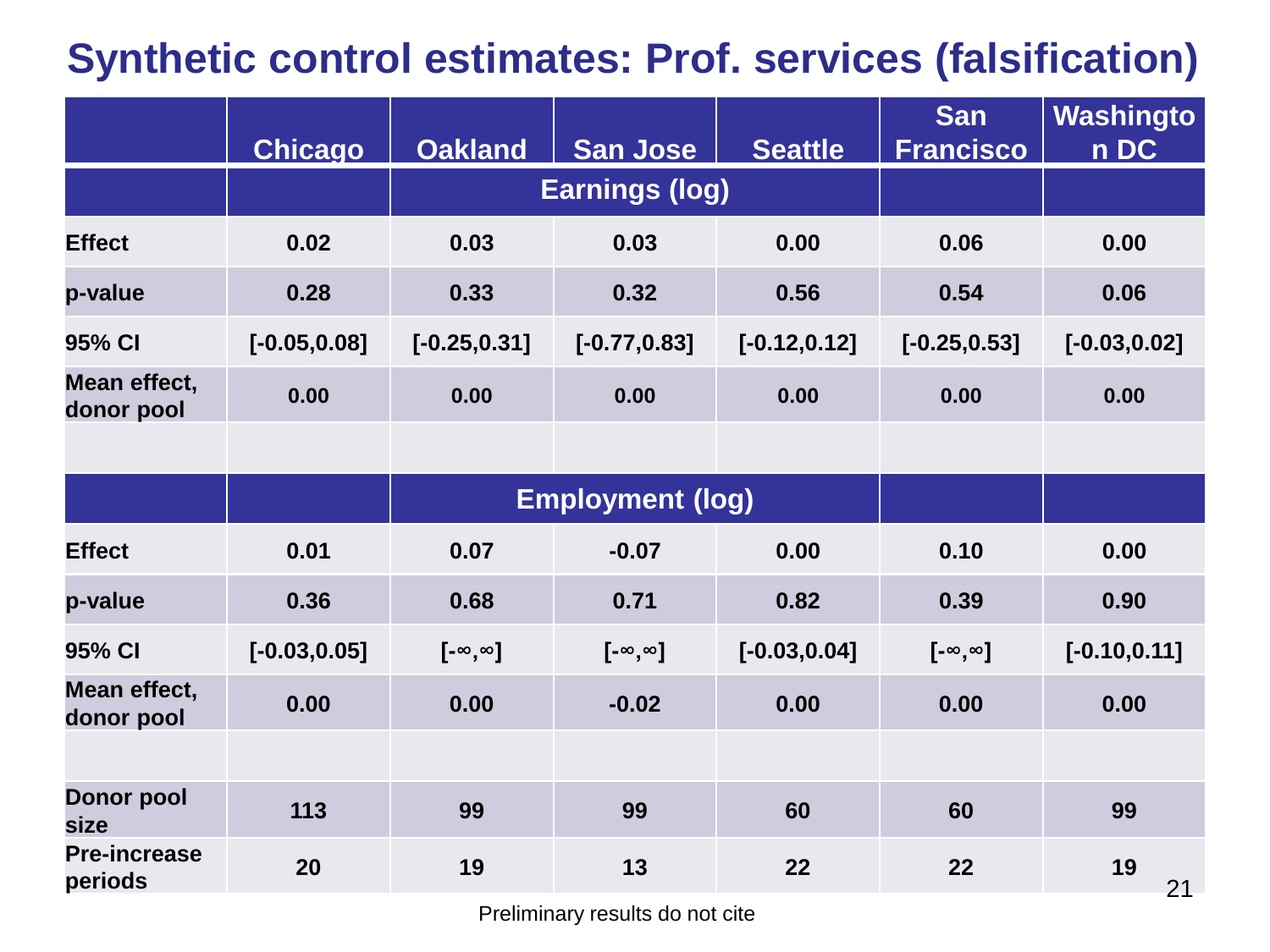# Synthetic control estimates: Prof. services (falsification)

| | Chicago | Oakland | San Jose | Seattle | San Francisco | Washington DC |
|---|---|---|---|---|---|---|
| | | Earnings (log) | | | | |
| **Effect** | 0.02 | 0.03 | 0.03 | 0.00 | 0.06 | 0.00 |
| **p-value** | 0.28 | 0.33 | 0.32 | 0.56 | 0.54 | 0.06 |
| **95% CI** | [-0.05,0.08] | [-0.25,0.31] | [-0.77,0.83] | [-0.12,0.12] | [-0.25,0.53] | [-0.03,0.02] |
| **Mean effect, donor pool** | 0.00 | 0.00 | 0.00 | 0.00 | 0.00 | 0.00 |
| | | | | | | |
| | | Employment (log) | | | | |
| **Effect** | 0.01 | 0.07 | -0.07 | 0.00 | 0.10 | 0.00 |
| **p-value** | 0.36 | 0.68 | 0.71 | 0.82 | 0.39 | 0.90 |
| **95% CI** | [-0.03,0.05] | [-∞,∞] | [-∞,∞] | [-0.03,0.04] | [-∞,∞] | [-0.10,0.11] |
| **Mean effect, donor pool** | 0.00 | 0.00 | -0.02 | 0.00 | 0.00 | 0.00 |
| | | | | | | |
| **Donor pool size** | 113 | 99 | 99 | 60 | 60 | 99 |
| **Pre-increase periods** | 20 | 19 | 13 | 22 | 22 | 19 |

Preliminary results do not cite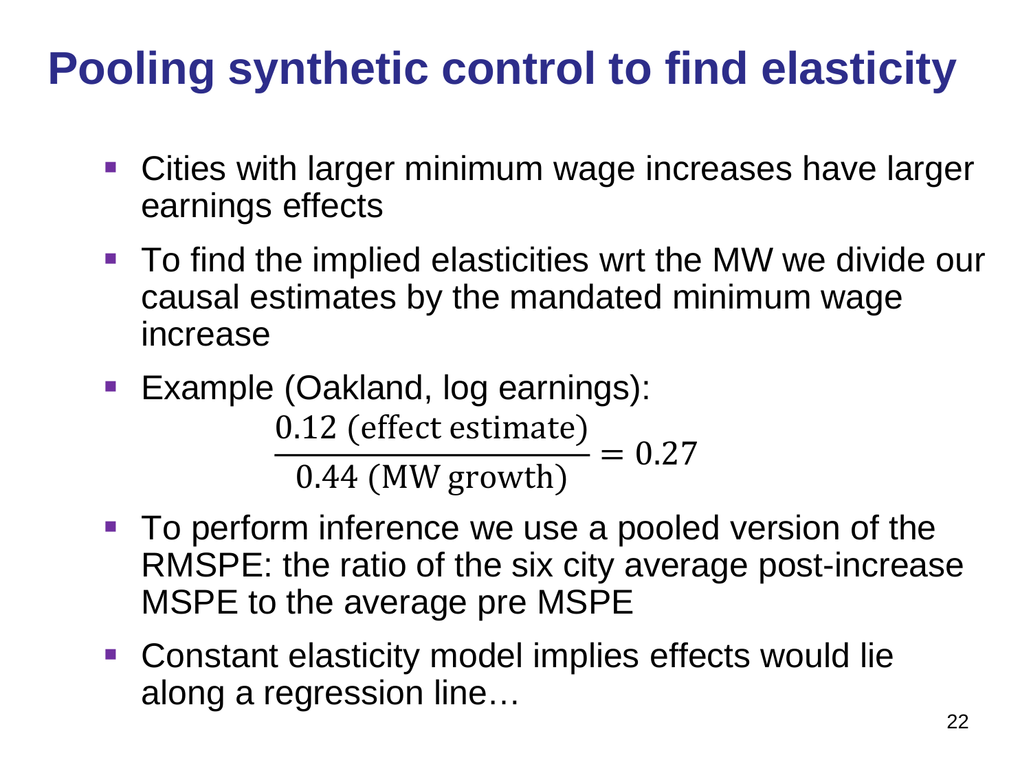# Pooling synthetic control to find elasticity

- Cities with larger minimum wage increases have larger earnings effects
- To find the implied elasticities wrt the MW we divide our causal estimates by the mandated minimum wage increase
- Example (Oakland, log earnings):

$$\frac{0.12 \text{ (effect estimate)}}{0.44 \text{ (MW growth)}} = 0.27$$

- To perform inference we use a pooled version of the RMSPE: the ratio of the six city average post-increase MSPE to the average pre MSPE
- Constant elasticity model implies effects would lie along a regression line…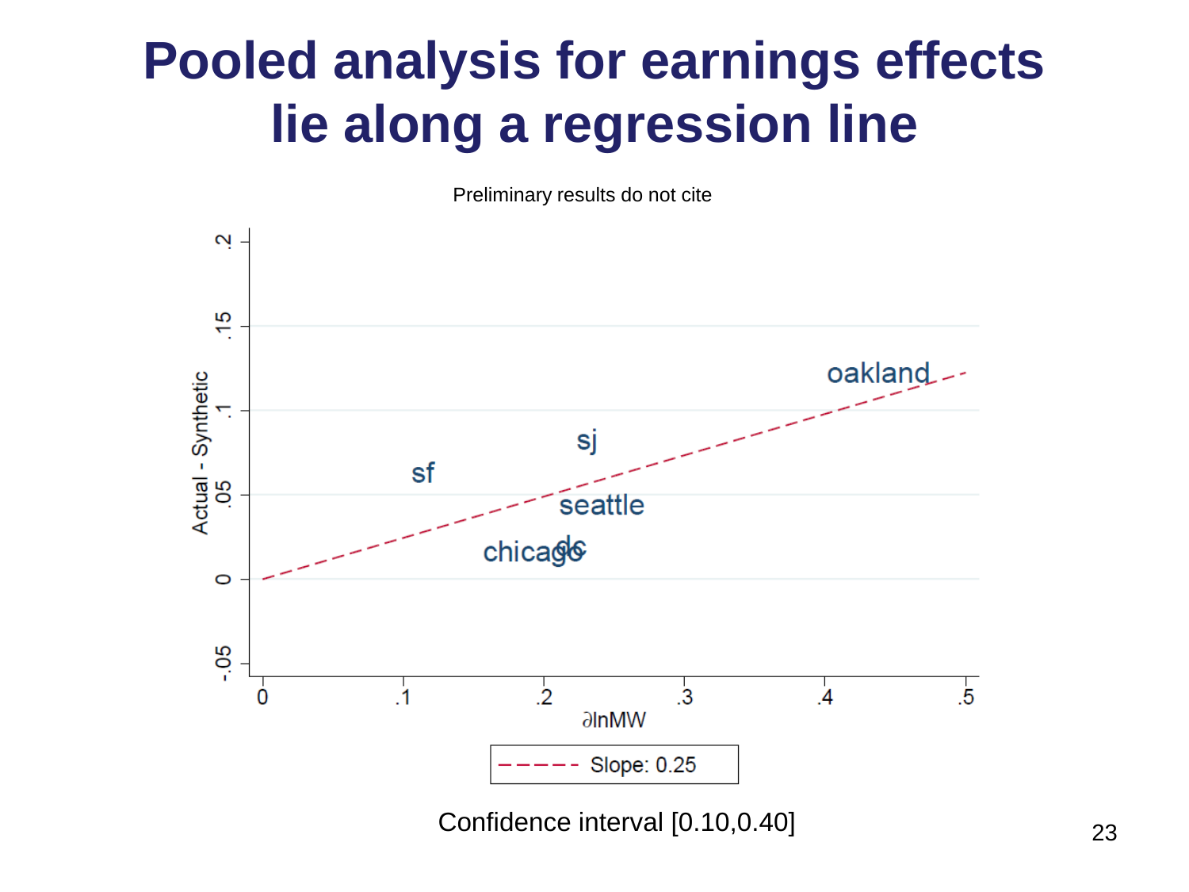# Pooled analysis for earnings effects lie along a regression line

Preliminary results do not cite

Actual - Synthetic

$\partial \ln MW$

Slope: 0.25

Confidence interval [0.10,0.40]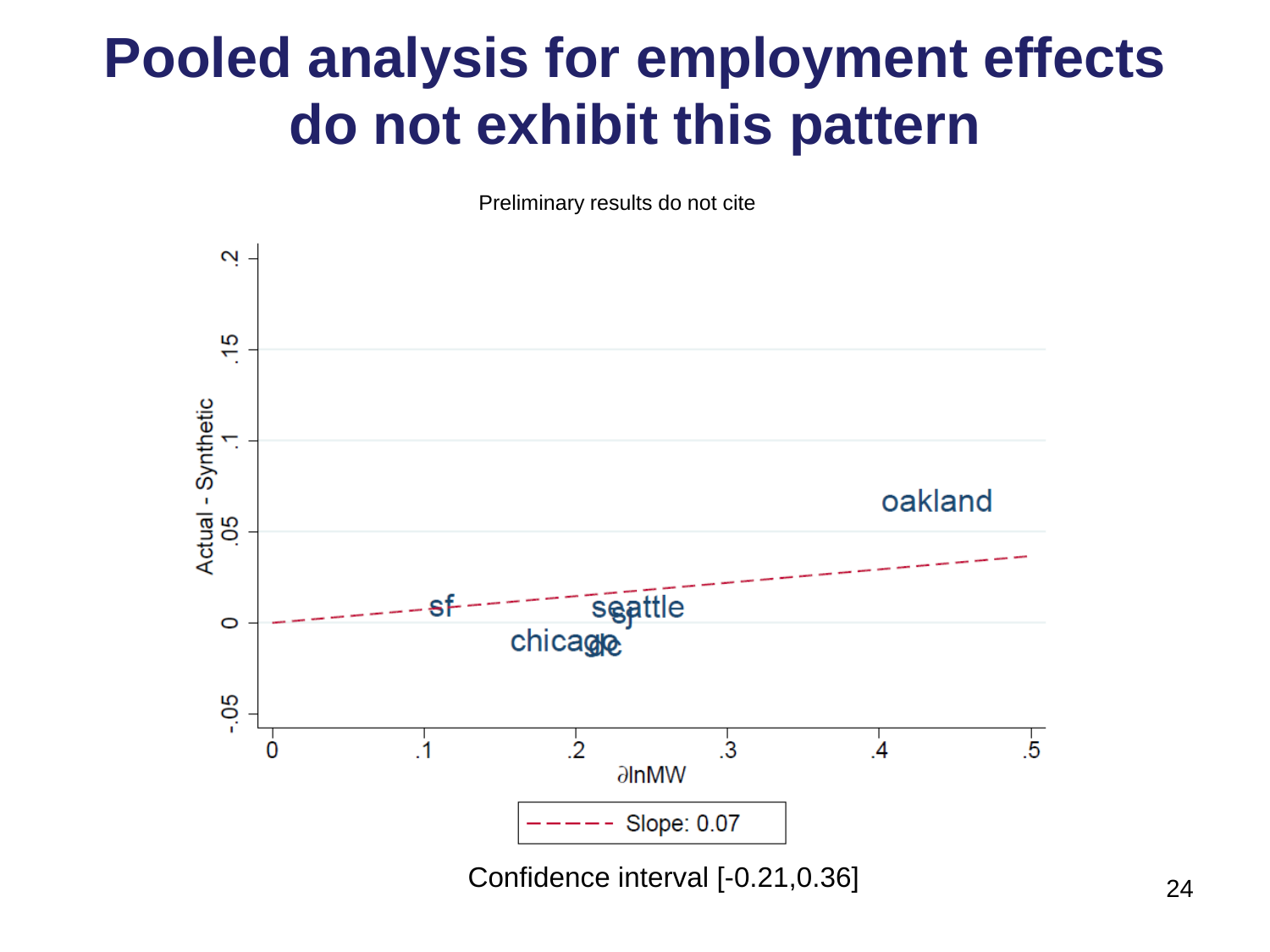# Pooled analysis for employment effects do not exhibit this pattern

Preliminary results do not cite

Actual - Synthetic

$\partial \ln MW$

Slope: 0.07

Confidence interval [-0.21,0.36]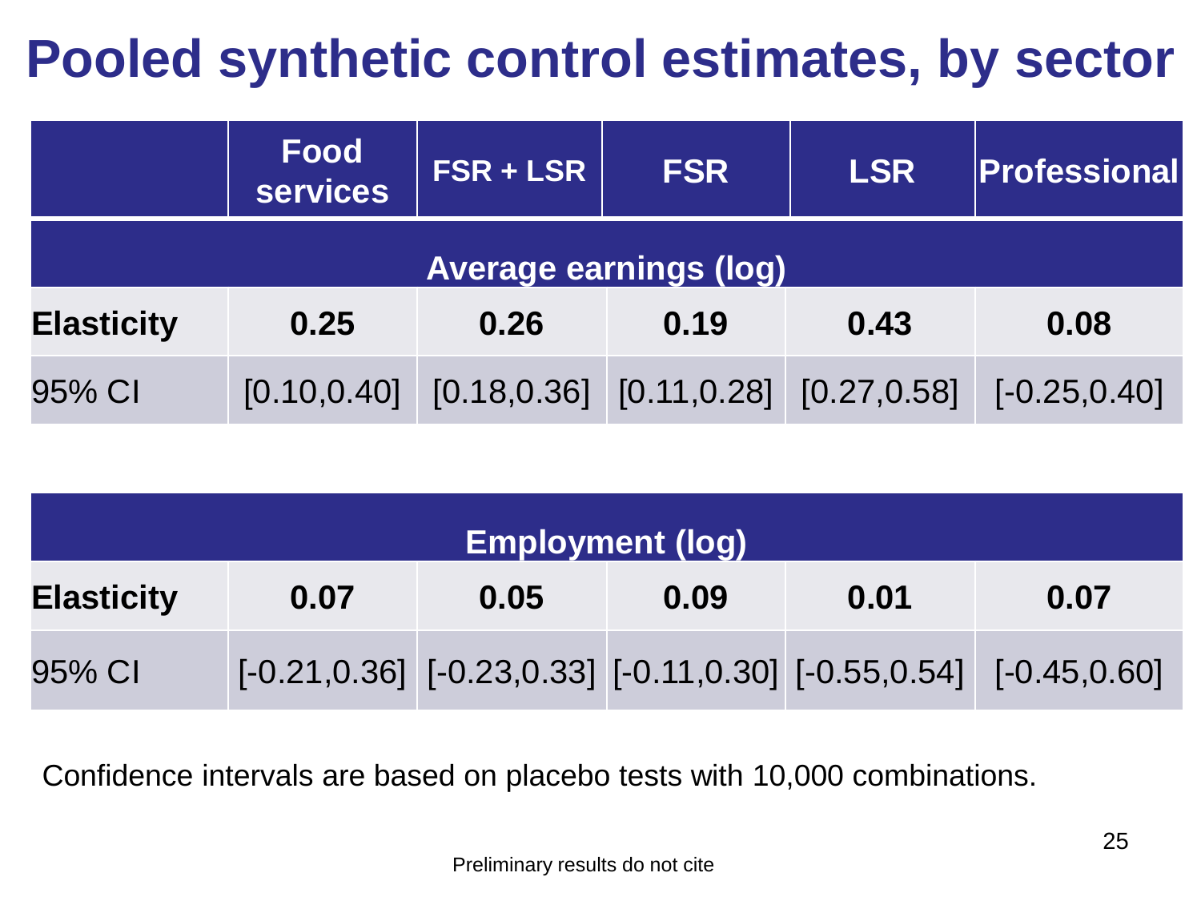# Pooled synthetic control estimates, by sector

| | Food services | FSR + LSR | FSR | LSR | Professional |
|---|---|---|---|---|---|
| **Average earnings (log)** | | | | | |
| **Elasticity** | **0.25** | **0.26** | **0.19** | **0.43** | **0.08** |
| 95% CI | [0.10,0.40] | [0.18,0.36] | [0.11,0.28] | [0.27,0.58] | [-0.25,0.40] |
| **Employment (log)** | | | | | |
| **Elasticity** | **0.07** | **0.05** | **0.09** | **0.01** | **0.07** |
| 95% CI | [-0.21,0.36] | [-0.23,0.33] | [-0.11,0.30] | [-0.55,0.54] | [-0.45,0.60] |

Confidence intervals are based on placebo tests with 10,000 combinations.

Preliminary results do not cite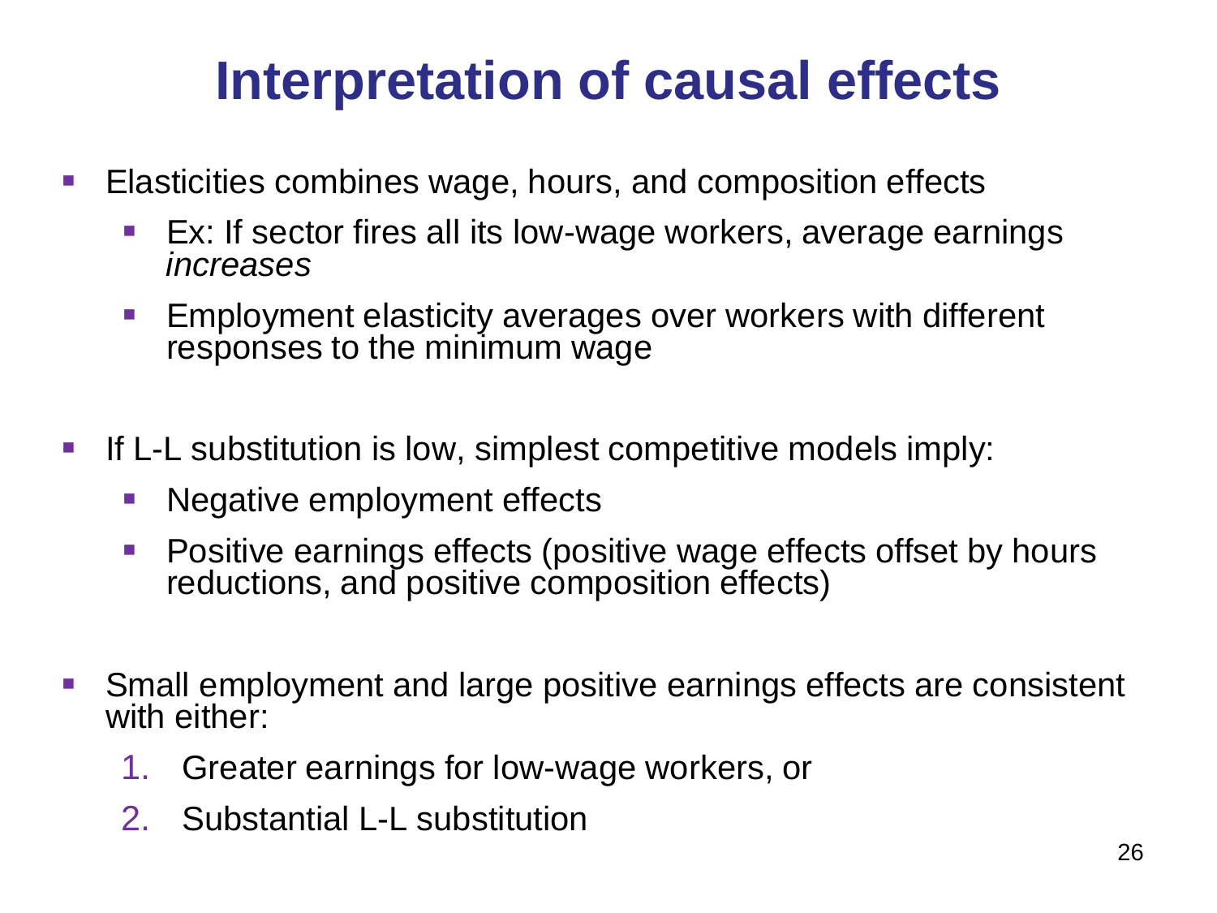# Interpretation of causal effects

- Elasticities combines wage, hours, and composition effects
  - Ex: If sector fires all its low-wage workers, average earnings *increases*
  - Employment elasticity averages over workers with different responses to the minimum wage

- If L-L substitution is low, simplest competitive models imply:
  - Negative employment effects
  - Positive earnings effects (positive wage effects offset by hours reductions, and positive composition effects)

- Small employment and large positive earnings effects are consistent with either:
  1. Greater earnings for low-wage workers, or
  2. Substantial L-L substitution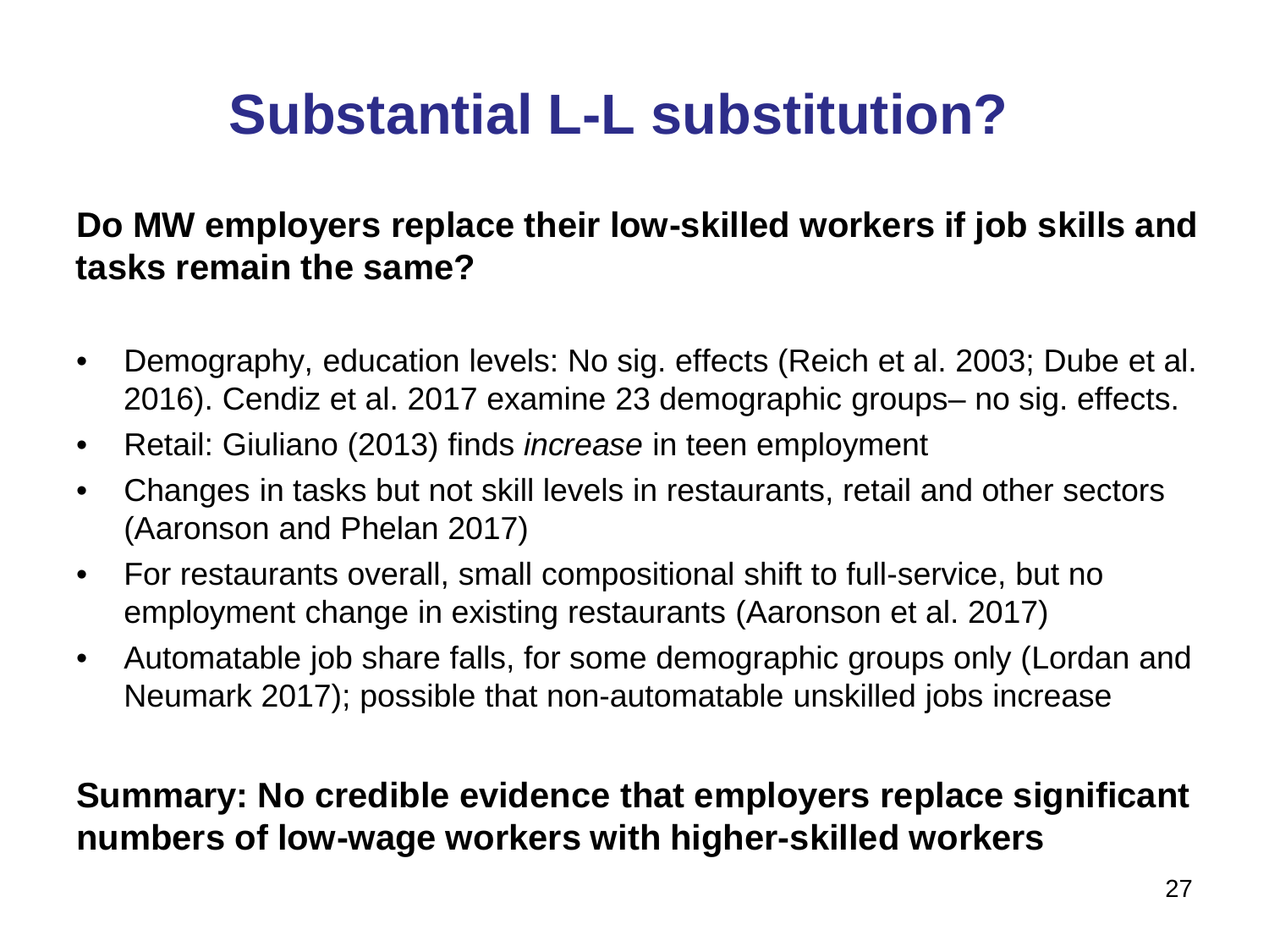# Substantial L-L substitution?

**Do MW employers replace their low-skilled workers if job skills and tasks remain the same?**

- Demography, education levels: No sig. effects (Reich et al. 2003; Dube et al. 2016). Cendiz et al. 2017 examine 23 demographic groups– no sig. effects.
- Retail: Giuliano (2013) finds *increase* in teen employment
- Changes in tasks but not skill levels in restaurants, retail and other sectors (Aaronson and Phelan 2017)
- For restaurants overall, small compositional shift to full-service, but no employment change in existing restaurants (Aaronson et al. 2017)
- Automatable job share falls, for some demographic groups only (Lordan and Neumark 2017); possible that non-automatable unskilled jobs increase

**Summary: No credible evidence that employers replace significant numbers of low-wage workers with higher-skilled workers**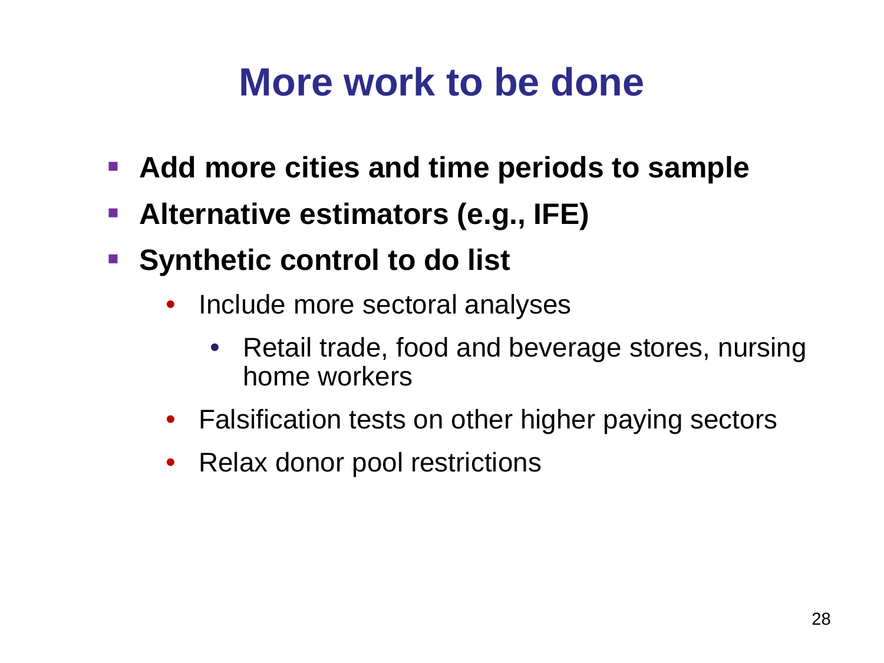# More work to be done

- **Add more cities and time periods to sample**
- **Alternative estimators (e.g., IFE)**
- **Synthetic control to do list**
  - Include more sectoral analyses
    - Retail trade, food and beverage stores, nursing home workers
  - Falsification tests on other higher paying sectors
  - Relax donor pool restrictions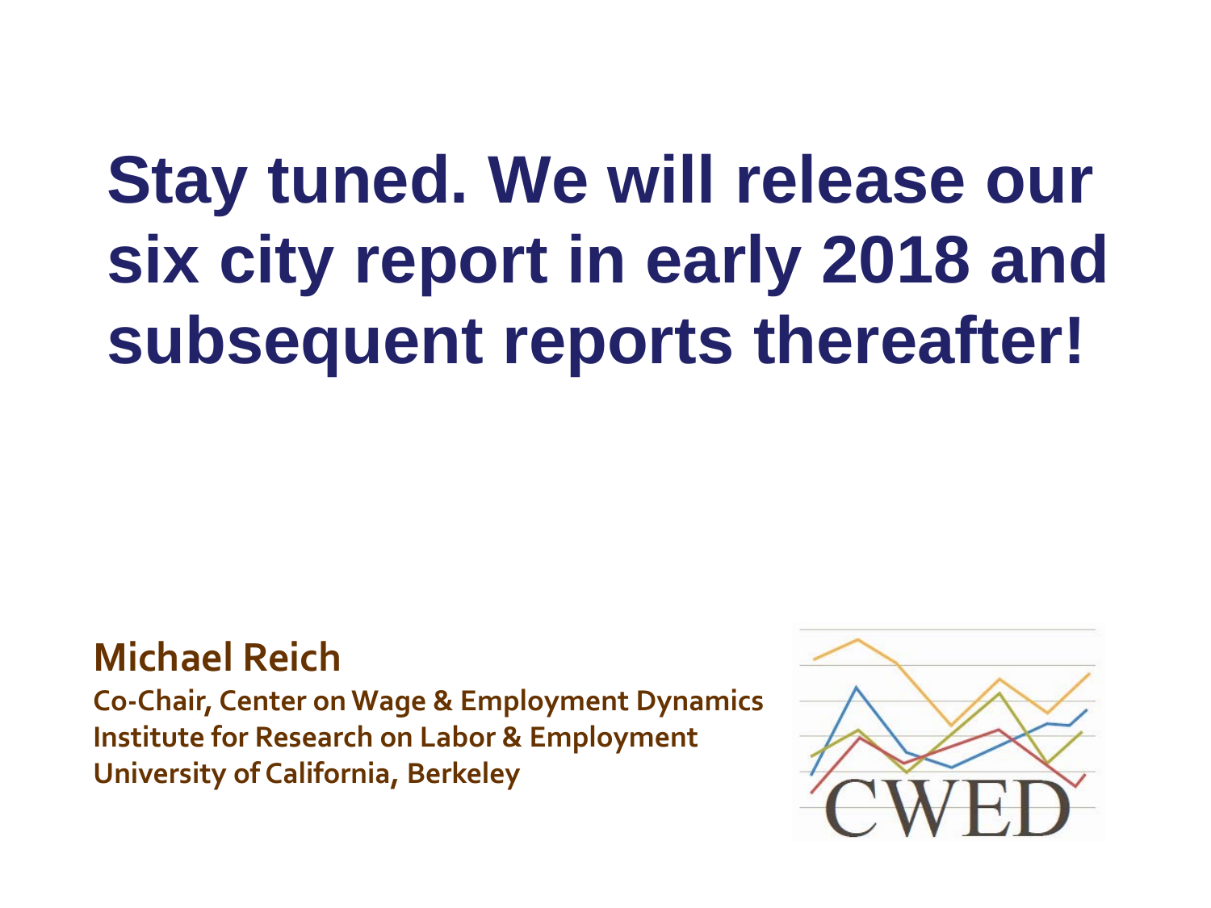# Stay tuned. We will release our six city report in early 2018 and subsequent reports thereafter!

**Michael Reich**

**Co-Chair, Center on Wage & Employment Dynamics**
**Institute for Research on Labor & Employment**
**University of California, Berkeley**

CWED